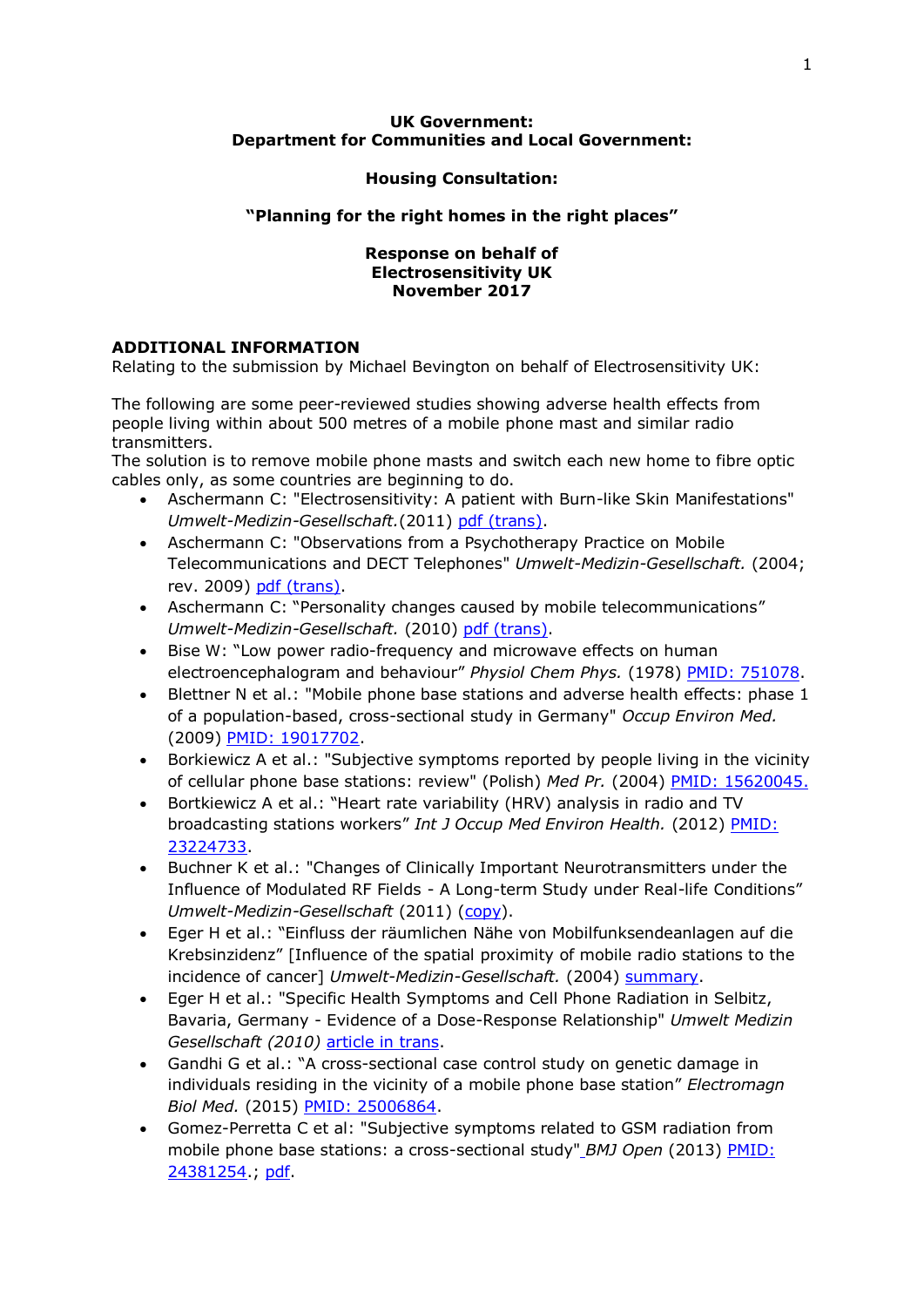**UK Government:**
**Department for Communities and Local Government:**

**Housing Consultation:**

**"Planning for the right homes in the right places"**

**Response on behalf of**
**Electrosensitivity UK**
**November 2017**

## ADDITIONAL INFORMATION

Relating to the submission by Michael Bevington on behalf of Electrosensitivity UK:

The following are some peer-reviewed studies showing adverse health effects from people living within about 500 metres of a mobile phone mast and similar radio transmitters.
The solution is to remove mobile phone masts and switch each new home to fibre optic cables only, as some countries are beginning to do.

- Aschermann C: "Electrosensitivity: A patient with Burn-like Skin Manifestations" *Umwelt-Medizin-Gesellschaft.*(2011) pdf (trans).
- Aschermann C: "Observations from a Psychotherapy Practice on Mobile Telecommunications and DECT Telephones" *Umwelt-Medizin-Gesellschaft.* (2004; rev. 2009) pdf (trans).
- Aschermann C: "Personality changes caused by mobile telecommunications" *Umwelt-Medizin-Gesellschaft.* (2010) pdf (trans).
- Bise W: "Low power radio-frequency and microwave effects on human electroencephalogram and behaviour" *Physiol Chem Phys.* (1978) PMID: 751078.
- Blettner N et al.: "Mobile phone base stations and adverse health effects: phase 1 of a population-based, cross-sectional study in Germany" *Occup Environ Med.* (2009) PMID: 19017702.
- Borkiewicz A et al.: "Subjective symptoms reported by people living in the vicinity of cellular phone base stations: review" (Polish) *Med Pr.* (2004) PMID: 15620045.
- Bortkiewicz A et al.: "Heart rate variability (HRV) analysis in radio and TV broadcasting stations workers" *Int J Occup Med Environ Health.* (2012) PMID: 23224733.
- Buchner K et al.: "Changes of Clinically Important Neurotransmitters under the Influence of Modulated RF Fields - A Long-term Study under Real-life Conditions" *Umwelt-Medizin-Gesellschaft* (2011) (copy).
- Eger H et al.: "Einfluss der räumlichen Nähe von Mobilfunksendeanlagen auf die Krebsinzidenz" [Influence of the spatial proximity of mobile radio stations to the incidence of cancer] *Umwelt-Medizin-Gesellschaft.* (2004) summary.
- Eger H et al.: "Specific Health Symptoms and Cell Phone Radiation in Selbitz, Bavaria, Germany - Evidence of a Dose-Response Relationship" *Umwelt Medizin Gesellschaft (2010)* article in trans.
- Gandhi G et al.: "A cross-sectional case control study on genetic damage in individuals residing in the vicinity of a mobile phone base station" *Electromagn Biol Med.* (2015) PMID: 25006864.
- Gomez-Perretta C et al: "Subjective symptoms related to GSM radiation from mobile phone base stations: a cross-sectional study" *BMJ Open* (2013) PMID: 24381254.; pdf.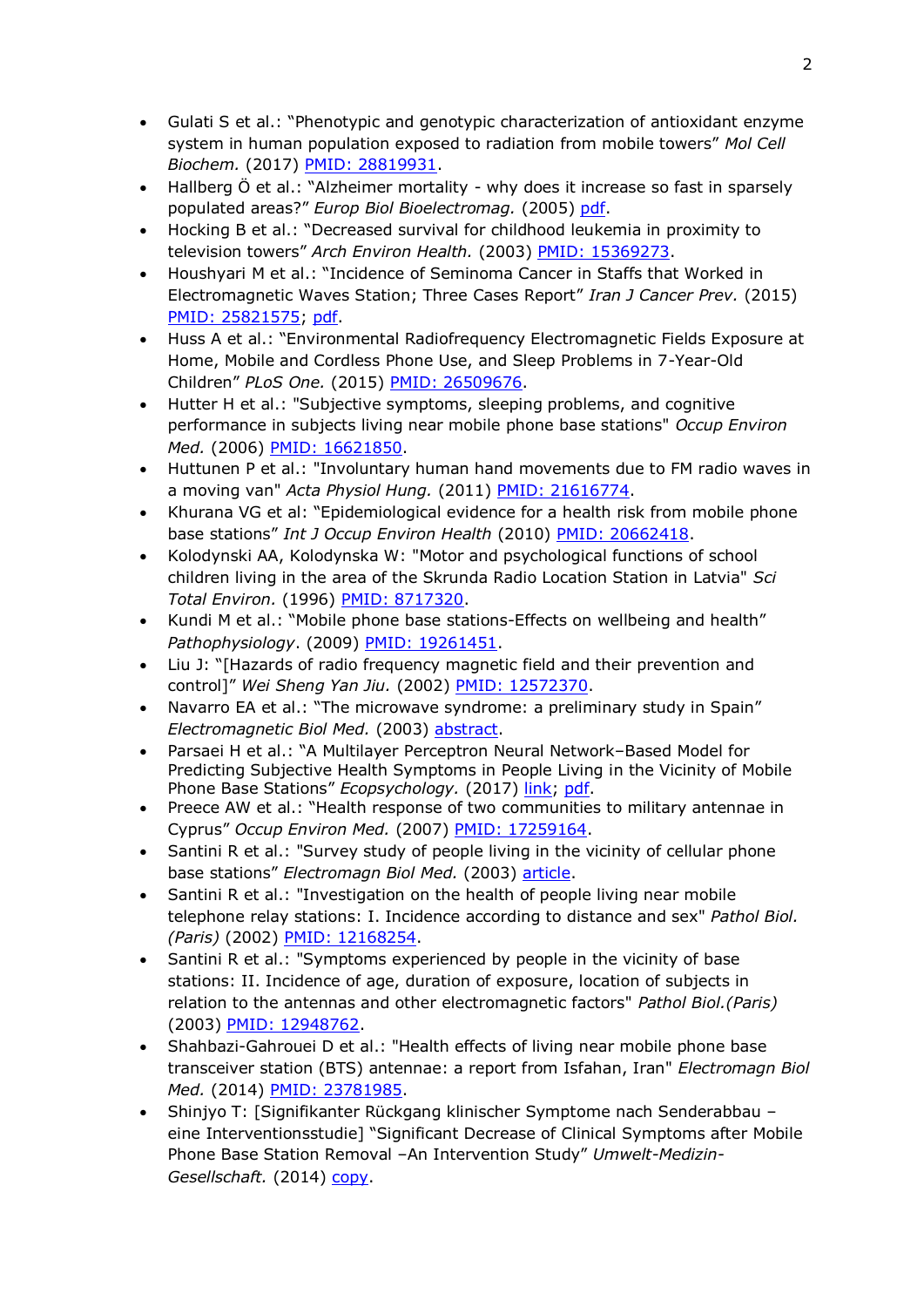- Gulati S et al.: "Phenotypic and genotypic characterization of antioxidant enzyme system in human population exposed to radiation from mobile towers" *Mol Cell Biochem.* (2017) PMID: 28819931.
- Hallberg Ö et al.: "Alzheimer mortality - why does it increase so fast in sparsely populated areas?" *Europ Biol Bioelectromag.* (2005) pdf.
- Hocking B et al.: "Decreased survival for childhood leukemia in proximity to television towers" *Arch Environ Health.* (2003) PMID: 15369273.
- Houshyari M et al.: "Incidence of Seminoma Cancer in Staffs that Worked in Electromagnetic Waves Station; Three Cases Report" *Iran J Cancer Prev.* (2015) PMID: 25821575; pdf.
- Huss A et al.: "Environmental Radiofrequency Electromagnetic Fields Exposure at Home, Mobile and Cordless Phone Use, and Sleep Problems in 7-Year-Old Children" *PLoS One.* (2015) PMID: 26509676.
- Hutter H et al.: "Subjective symptoms, sleeping problems, and cognitive performance in subjects living near mobile phone base stations" *Occup Environ Med.* (2006) PMID: 16621850.
- Huttunen P et al.: "Involuntary human hand movements due to FM radio waves in a moving van" *Acta Physiol Hung.* (2011) PMID: 21616774.
- Khurana VG et al: "Epidemiological evidence for a health risk from mobile phone base stations" *Int J Occup Environ Health* (2010) PMID: 20662418.
- Kolodynski AA, Kolodynska W: "Motor and psychological functions of school children living in the area of the Skrunda Radio Location Station in Latvia" *Sci Total Environ.* (1996) PMID: 8717320.
- Kundi M et al.: "Mobile phone base stations-Effects on wellbeing and health" *Pathophysiology*. (2009) PMID: 19261451.
- Liu J: "[Hazards of radio frequency magnetic field and their prevention and control]" *Wei Sheng Yan Jiu.* (2002) PMID: 12572370.
- Navarro EA et al.: "The microwave syndrome: a preliminary study in Spain" *Electromagnetic Biol Med.* (2003) abstract.
- Parsaei H et al.: "A Multilayer Perceptron Neural Network–Based Model for Predicting Subjective Health Symptoms in People Living in the Vicinity of Mobile Phone Base Stations" *Ecopsychology.* (2017) link; pdf.
- Preece AW et al.: "Health response of two communities to military antennae in Cyprus" *Occup Environ Med.* (2007) PMID: 17259164.
- Santini R et al.: "Survey study of people living in the vicinity of cellular phone base stations" *Electromagn Biol Med.* (2003) article.
- Santini R et al.: "Investigation on the health of people living near mobile telephone relay stations: I. Incidence according to distance and sex" *Pathol Biol. (Paris)* (2002) PMID: 12168254.
- Santini R et al.: "Symptoms experienced by people in the vicinity of base stations: II. Incidence of age, duration of exposure, location of subjects in relation to the antennas and other electromagnetic factors" *Pathol Biol.(Paris)* (2003) PMID: 12948762.
- Shahbazi-Gahrouei D et al.: "Health effects of living near mobile phone base transceiver station (BTS) antennae: a report from Isfahan, Iran" *Electromagn Biol Med.* (2014) PMID: 23781985.
- Shinjyo T: [Signifikanter Rückgang klinischer Symptome nach Senderabbau – eine Interventionsstudie] "Significant Decrease of Clinical Symptoms after Mobile Phone Base Station Removal –An Intervention Study" *Umwelt-Medizin-Gesellschaft.* (2014) copy.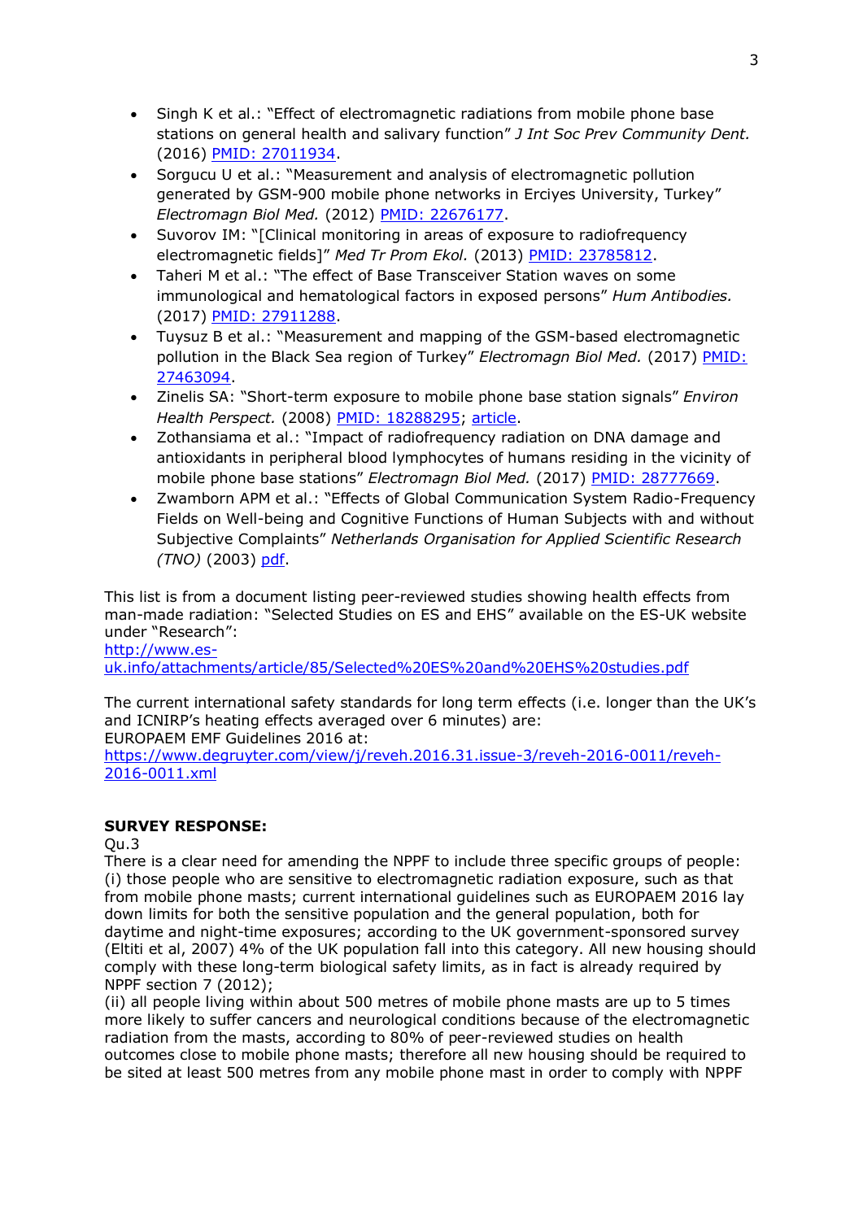- Singh K et al.: "Effect of electromagnetic radiations from mobile phone base stations on general health and salivary function" *J Int Soc Prev Community Dent.* (2016) PMID: 27011934.
- Sorgucu U et al.: "Measurement and analysis of electromagnetic pollution generated by GSM-900 mobile phone networks in Erciyes University, Turkey" *Electromagn Biol Med.* (2012) PMID: 22676177.
- Suvorov IM: "[Clinical monitoring in areas of exposure to radiofrequency electromagnetic fields]" *Med Tr Prom Ekol.* (2013) PMID: 23785812.
- Taheri M et al.: "The effect of Base Transceiver Station waves on some immunological and hematological factors in exposed persons" *Hum Antibodies.* (2017) PMID: 27911288.
- Tuysuz B et al.: "Measurement and mapping of the GSM-based electromagnetic pollution in the Black Sea region of Turkey" *Electromagn Biol Med.* (2017) PMID: 27463094.
- Zinelis SA: "Short-term exposure to mobile phone base station signals" *Environ Health Perspect.* (2008) PMID: 18288295; article.
- Zothansiama et al.: "Impact of radiofrequency radiation on DNA damage and antioxidants in peripheral blood lymphocytes of humans residing in the vicinity of mobile phone base stations" *Electromagn Biol Med.* (2017) PMID: 28777669.
- Zwamborn APM et al.: "Effects of Global Communication System Radio-Frequency Fields on Well-being and Cognitive Functions of Human Subjects with and without Subjective Complaints" *Netherlands Organisation for Applied Scientific Research (TNO)* (2003) pdf.

This list is from a document listing peer-reviewed studies showing health effects from man-made radiation: "Selected Studies on ES and EHS" available on the ES-UK website under "Research":
http://www.es-uk.info/attachments/article/85/Selected%20ES%20and%20EHS%20studies.pdf

The current international safety standards for long term effects (i.e. longer than the UK's and ICNIRP's heating effects averaged over 6 minutes) are:
EUROPAEM EMF Guidelines 2016 at:
https://www.degruyter.com/view/j/reveh.2016.31.issue-3/reveh-2016-0011/reveh-2016-0011.xml

**SURVEY RESPONSE:**

Qu.3

There is a clear need for amending the NPPF to include three specific groups of people:
(i) those people who are sensitive to electromagnetic radiation exposure, such as that from mobile phone masts; current international guidelines such as EUROPAEM 2016 lay down limits for both the sensitive population and the general population, both for daytime and night-time exposures; according to the UK government-sponsored survey (Eltiti et al, 2007) 4% of the UK population fall into this category. All new housing should comply with these long-term biological safety limits, as in fact is already required by NPPF section 7 (2012);
(ii) all people living within about 500 metres of mobile phone masts are up to 5 times more likely to suffer cancers and neurological conditions because of the electromagnetic radiation from the masts, according to 80% of peer-reviewed studies on health outcomes close to mobile phone masts; therefore all new housing should be required to be sited at least 500 metres from any mobile phone mast in order to comply with NPPF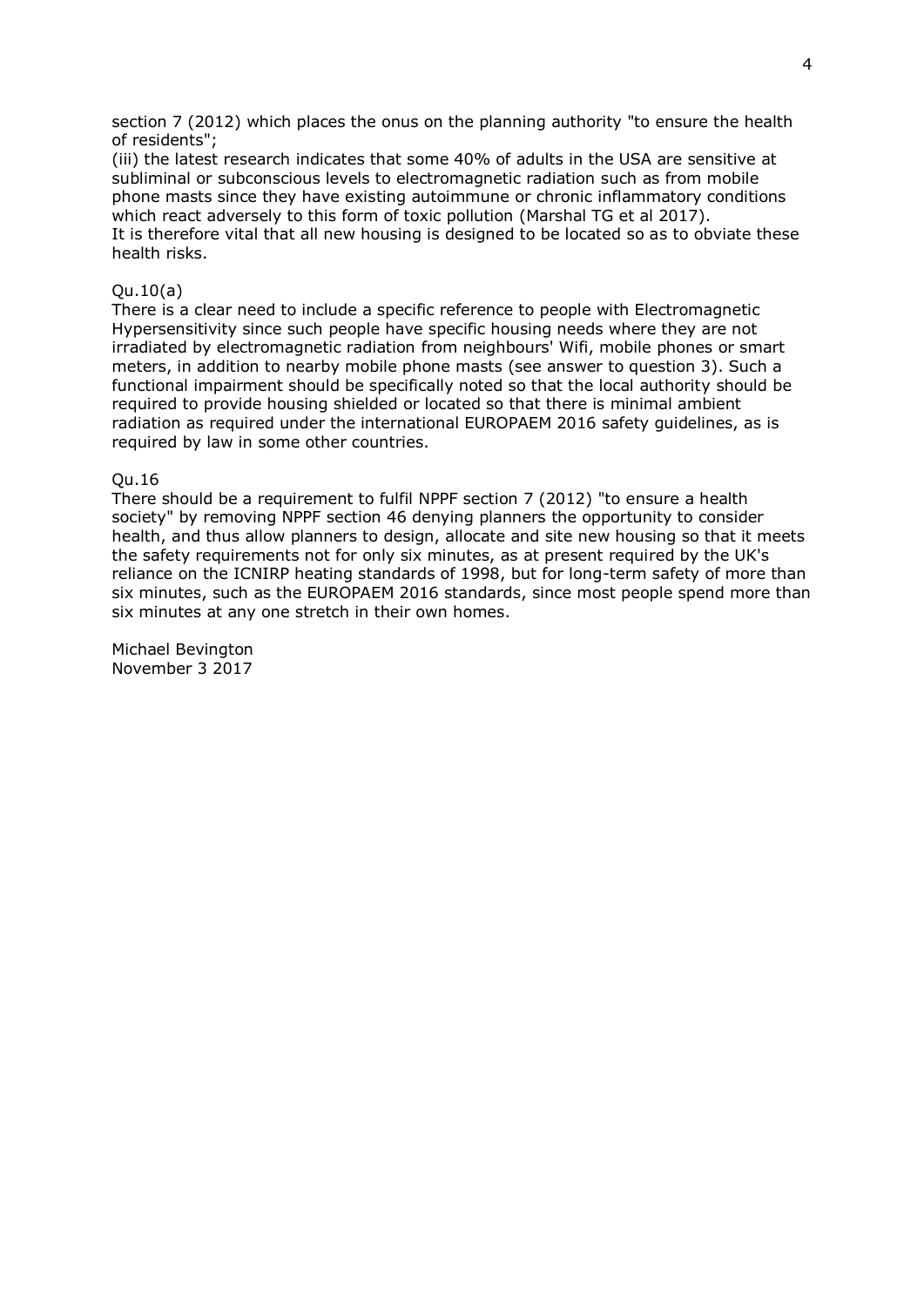section 7 (2012) which places the onus on the planning authority "to ensure the health of residents";

(iii) the latest research indicates that some 40% of adults in the USA are sensitive at subliminal or subconscious levels to electromagnetic radiation such as from mobile phone masts since they have existing autoimmune or chronic inflammatory conditions which react adversely to this form of toxic pollution (Marshal TG et al 2017).

It is therefore vital that all new housing is designed to be located so as to obviate these health risks.

Qu.10(a)

There is a clear need to include a specific reference to people with Electromagnetic Hypersensitivity since such people have specific housing needs where they are not irradiated by electromagnetic radiation from neighbours' Wifi, mobile phones or smart meters, in addition to nearby mobile phone masts (see answer to question 3). Such a functional impairment should be specifically noted so that the local authority should be required to provide housing shielded or located so that there is minimal ambient radiation as required under the international EUROPAEM 2016 safety guidelines, as is required by law in some other countries.

Qu.16

There should be a requirement to fulfil NPPF section 7 (2012) "to ensure a health society" by removing NPPF section 46 denying planners the opportunity to consider health, and thus allow planners to design, allocate and site new housing so that it meets the safety requirements not for only six minutes, as at present required by the UK's reliance on the ICNIRP heating standards of 1998, but for long-term safety of more than six minutes, such as the EUROPAEM 2016 standards, since most people spend more than six minutes at any one stretch in their own homes.

Michael Bevington
November 3 2017